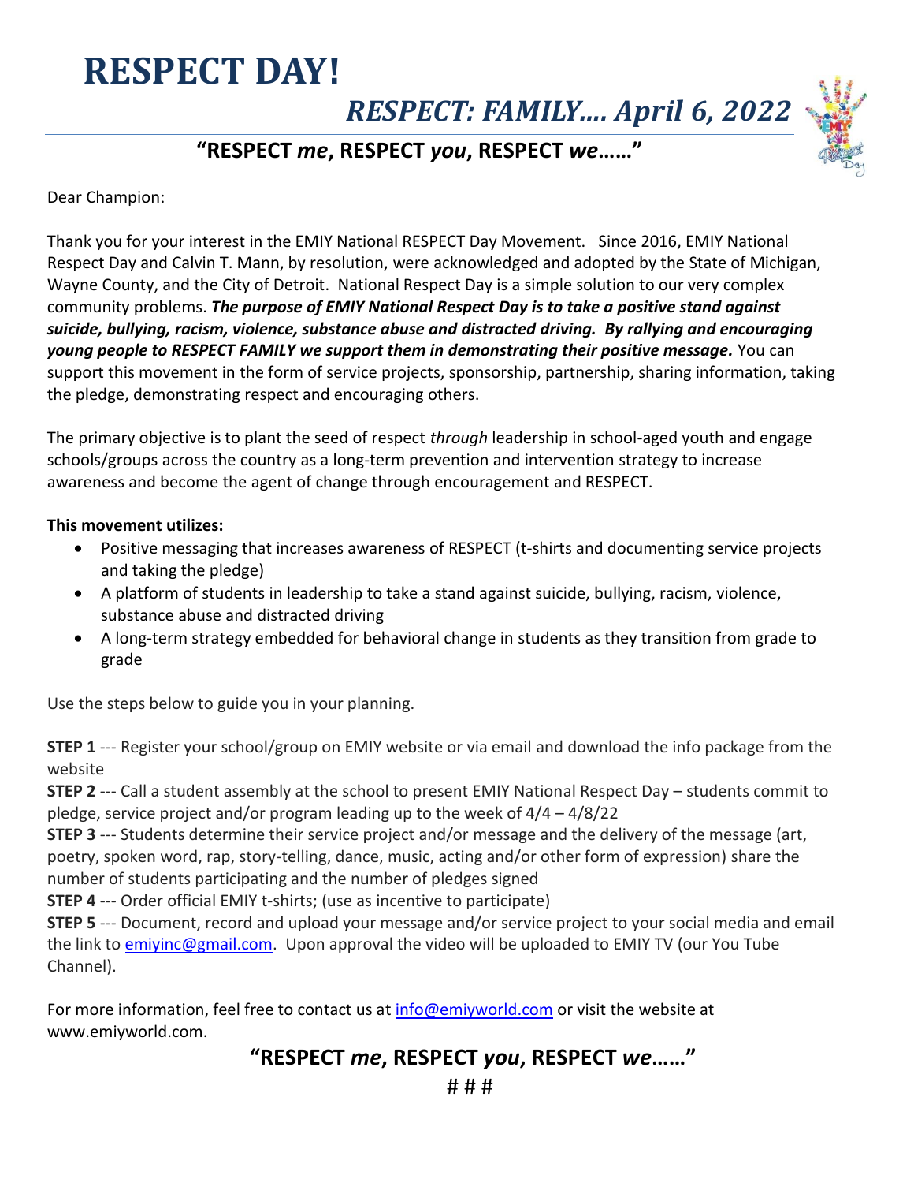# RESPECT DAY!

## *RESPECT: FAMILY…. April 6, 2022*

### "RESPECT *me*, RESPECT *you*, RESPECT *we*……"

Dear Champion:

Thank you for your interest in the EMIY National RESPECT Day Movement. Since 2016, EMIY National Respect Day and Calvin T. Mann, by resolution, were acknowledged and adopted by the State of Michigan, Wayne County, and the City of Detroit. National Respect Day is a simple solution to our very complex community problems. ***The purpose of EMIY National Respect Day is to take a positive stand against suicide, bullying, racism, violence, substance abuse and distracted driving. By rallying and encouraging young people to RESPECT FAMILY we support them in demonstrating their positive message.*** You can support this movement in the form of service projects, sponsorship, partnership, sharing information, taking the pledge, demonstrating respect and encouraging others.

The primary objective is to plant the seed of respect *through* leadership in school-aged youth and engage schools/groups across the country as a long-term prevention and intervention strategy to increase awareness and become the agent of change through encouragement and RESPECT.

**This movement utilizes:**

- Positive messaging that increases awareness of RESPECT (t-shirts and documenting service projects and taking the pledge)
- A platform of students in leadership to take a stand against suicide, bullying, racism, violence, substance abuse and distracted driving
- A long-term strategy embedded for behavioral change in students as they transition from grade to grade

Use the steps below to guide you in your planning.

**STEP 1** --- Register your school/group on EMIY website or via email and download the info package from the website

**STEP 2** --- Call a student assembly at the school to present EMIY National Respect Day – students commit to pledge, service project and/or program leading up to the week of 4/4 – 4/8/22

**STEP 3** --- Students determine their service project and/or message and the delivery of the message (art, poetry, spoken word, rap, story-telling, dance, music, acting and/or other form of expression) share the number of students participating and the number of pledges signed

**STEP 4** --- Order official EMIY t-shirts; (use as incentive to participate)

**STEP 5** --- Document, record and upload your message and/or service project to your social media and email the link to emiyinc@gmail.com. Upon approval the video will be uploaded to EMIY TV (our You Tube Channel).

For more information, feel free to contact us at info@emiyworld.com or visit the website at www.emiyworld.com.

### "RESPECT *me*, RESPECT *you*, RESPECT *we*……"

# # #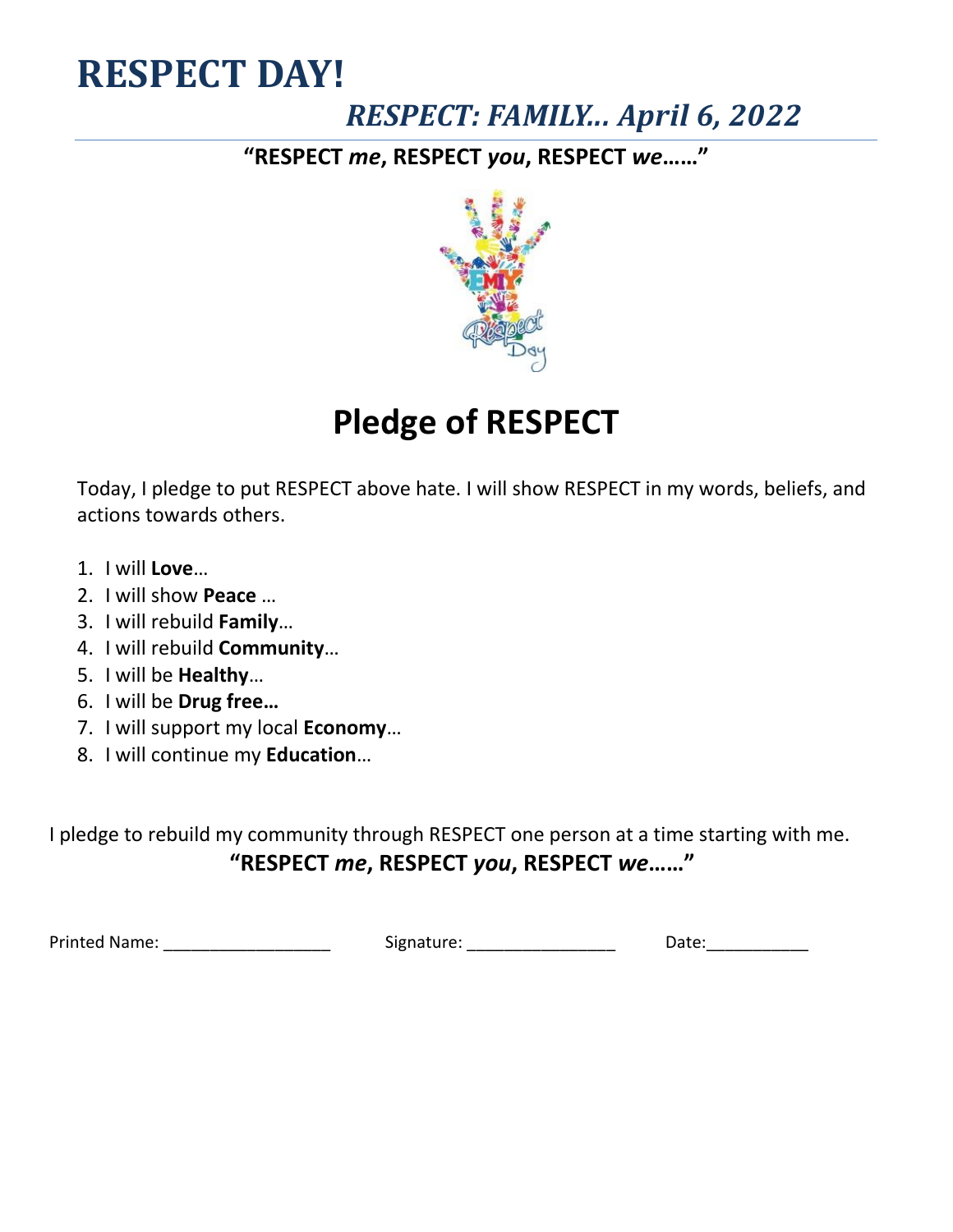# RESPECT DAY!

## *RESPECT: FAMILY... April 6, 2022*

**"RESPECT *me*, RESPECT *you*, RESPECT *we*......"**

# Pledge of RESPECT

Today, I pledge to put RESPECT above hate. I will show RESPECT in my words, beliefs, and actions towards others.

1. I will **Love**…
2. I will show **Peace** …
3. I will rebuild **Family**…
4. I will rebuild **Community**…
5. I will be **Healthy**…
6. I will be **Drug free…**
7. I will support my local **Economy**…
8. I will continue my **Education**…

I pledge to rebuild my community through RESPECT one person at a time starting with me.

**"RESPECT *me*, RESPECT *you*, RESPECT *we*......"**

Printed Name: __________________ Signature: ________________ Date:___________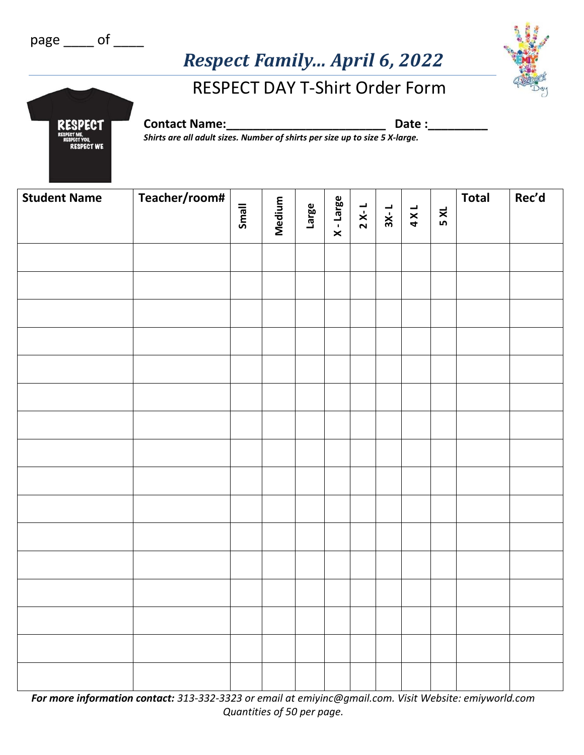page ____ of ____

# *Respect Family... April 6, 2022*

## RESPECT DAY T-Shirt Order Form

**Contact Name:________________________ Date :_________**

***Shirts are all adult sizes. Number of shirts per size up to size 5 X-large.***

| Student Name | Teacher/room# | Small | Medium | Large | X - Large | 2 X- L | 3X- L | 4 X L | 5 XL | Total | Rec'd |
|---|---|---|---|---|---|---|---|---|---|---|---|
| | | | | | | | | | | | |
| | | | | | | | | | | | |
| | | | | | | | | | | | |
| | | | | | | | | | | | |
| | | | | | | | | | | | |
| | | | | | | | | | | | |
| | | | | | | | | | | | |
| | | | | | | | | | | | |
| | | | | | | | | | | | |
| | | | | | | | | | | | |
| | | | | | | | | | | | |
| | | | | | | | | | | | |
| | | | | | | | | | | | |
| | | | | | | | | | | | |
| | | | | | | | | | | | |
| | | | | | | | | | | | |

***For more information contact:*** *313-332-3323 or email at emiyinc@gmail.com. Visit Website: emiyworld.com*
*Quantities of 50 per page.*